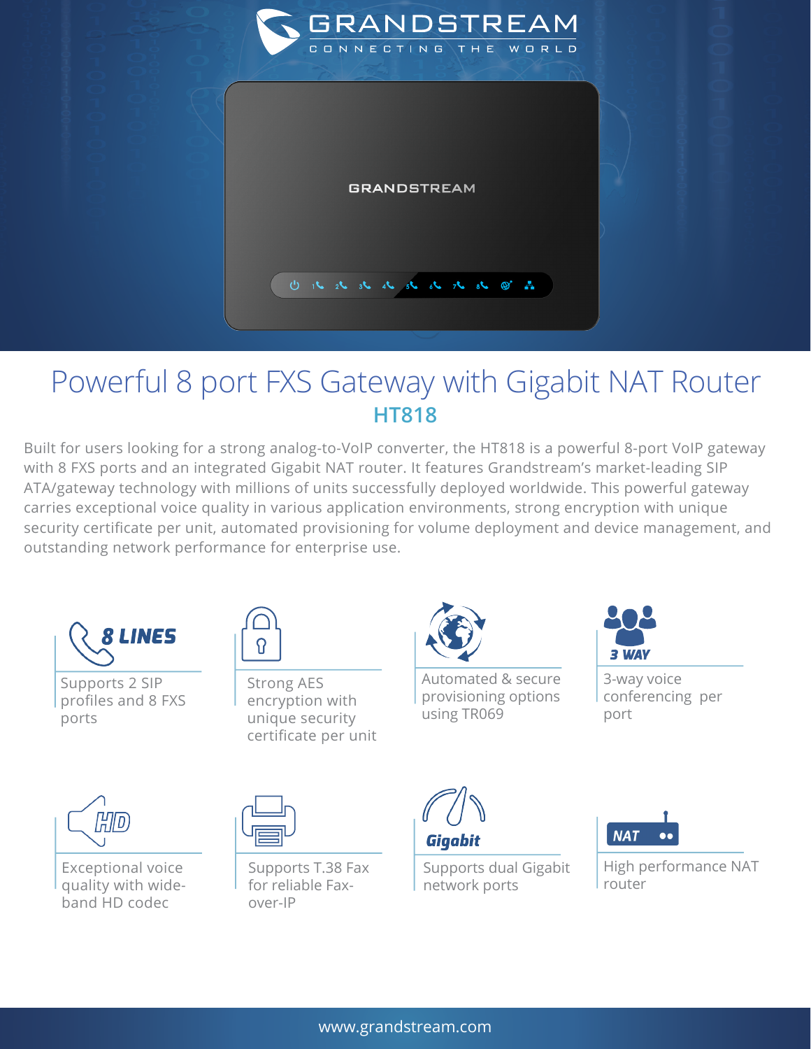# Powerful 8 port FXS Gateway with Gigabit NAT Router

## HT818

Built for users looking for a strong analog-to-VoIP converter, the HT818 is a powerful 8-port VoIP gateway with 8 FXS ports and an integrated Gigabit NAT router. It features Grandstream's market-leading SIP ATA/gateway technology with millions of units successfully deployed worldwide. This powerful gateway carries exceptional voice quality in various application environments, strong encryption with unique security certificate per unit, automated provisioning for volume deployment and device management, and outstanding network performance for enterprise use.

**8 LINES**

Supports 2 SIP profiles and 8 FXS ports

Strong AES encryption with unique security certificate per unit

Automated & secure provisioning options using TR069

**3 WAY**

3-way voice conferencing per port

**HD**

Exceptional voice quality with wide-band HD codec

Supports T.38 Fax for reliable Fax-over-IP

**Gigabit**

Supports dual Gigabit network ports

**NAT**

High performance NAT router

www.grandstream.com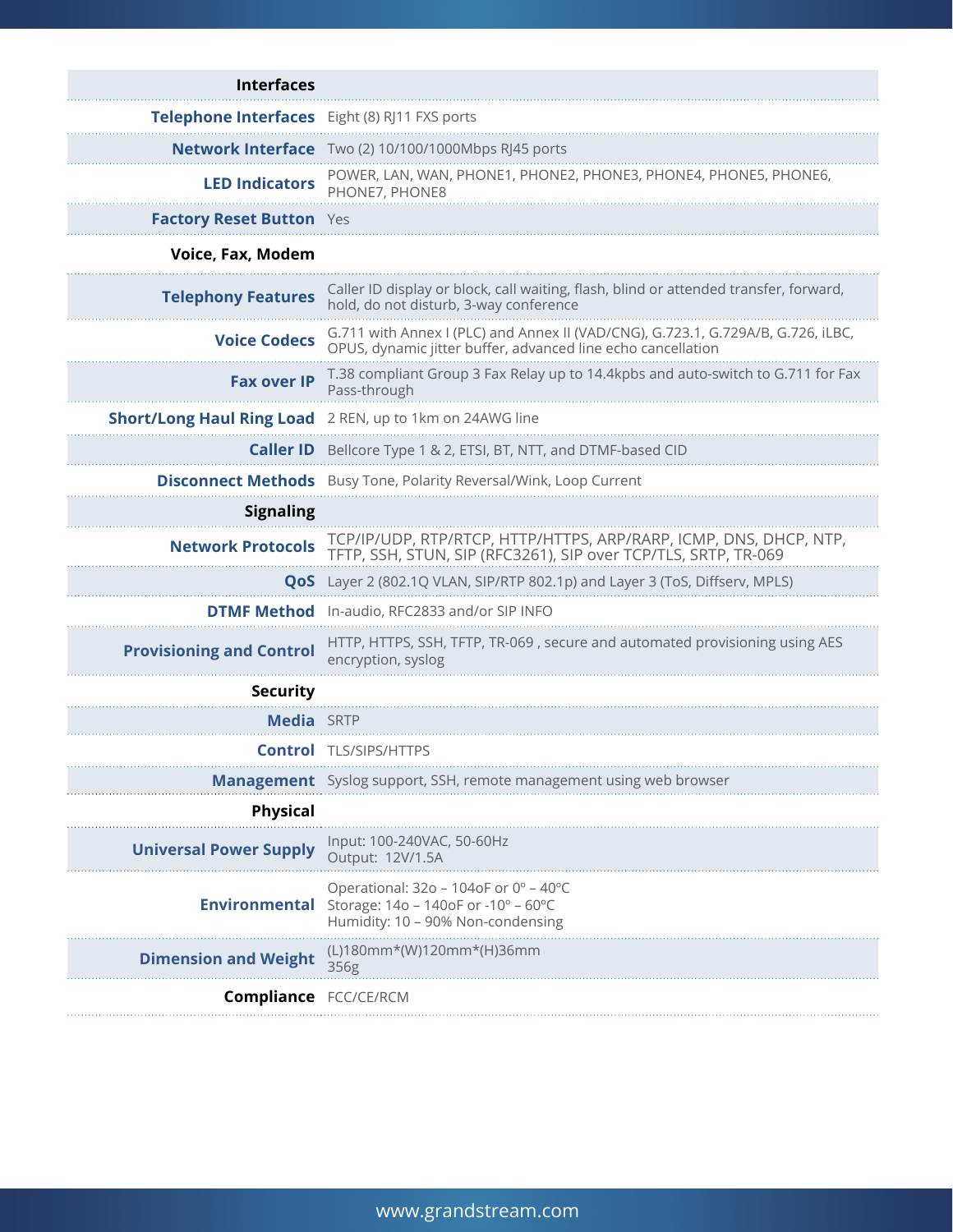| | |
|---|---|
| **Interfaces** | |
| **Telephone Interfaces** | Eight (8) RJ11 FXS ports |
| **Network Interface** | Two (2) 10/100/1000Mbps RJ45 ports |
| **LED Indicators** | POWER, LAN, WAN, PHONE1, PHONE2, PHONE3, PHONE4, PHONE5, PHONE6, PHONE7, PHONE8 |
| **Factory Reset Button** | Yes |
| **Voice, Fax, Modem** | |
| **Telephony Features** | Caller ID display or block, call waiting, flash, blind or attended transfer, forward, hold, do not disturb, 3-way conference |
| **Voice Codecs** | G.711 with Annex I (PLC) and Annex II (VAD/CNG), G.723.1, G.729A/B, G.726, iLBC, OPUS, dynamic jitter buffer, advanced line echo cancellation |
| **Fax over IP** | T.38 compliant Group 3 Fax Relay up to 14.4kpbs and auto-switch to G.711 for Fax Pass-through |
| **Short/Long Haul Ring Load** | 2 REN, up to 1km on 24AWG line |
| **Caller ID** | Bellcore Type 1 & 2, ETSI, BT, NTT, and DTMF-based CID |
| **Disconnect Methods** | Busy Tone, Polarity Reversal/Wink, Loop Current |
| **Signaling** | |
| **Network Protocols** | TCP/IP/UDP, RTP/RTCP, HTTP/HTTPS, ARP/RARP, ICMP, DNS, DHCP, NTP, TFTP, SSH, STUN, SIP (RFC3261), SIP over TCP/TLS, SRTP, TR-069 |
| **QoS** | Layer 2 (802.1Q VLAN, SIP/RTP 802.1p) and Layer 3 (ToS, Diffserv, MPLS) |
| **DTMF Method** | In-audio, RFC2833 and/or SIP INFO |
| **Provisioning and Control** | HTTP, HTTPS, SSH, TFTP, TR-069 , secure and automated provisioning using AES encryption, syslog |
| **Security** | |
| **Media** | SRTP |
| **Control** | TLS/SIPS/HTTPS |
| **Management** | Syslog support, SSH, remote management using web browser |
| **Physical** | |
| **Universal Power Supply** | Input: 100-240VAC, 50-60Hz<br>Output: 12V/1.5A |
| **Environmental** | Operational: 32o – 104oF or 0º – 40ºC<br>Storage: 14o – 140oF or -10º – 60ºC<br>Humidity: 10 – 90% Non-condensing |
| **Dimension and Weight** | (L)180mm*(W)120mm*(H)36mm<br>356g |
| **Compliance** | FCC/CE/RCM |

www.grandstream.com